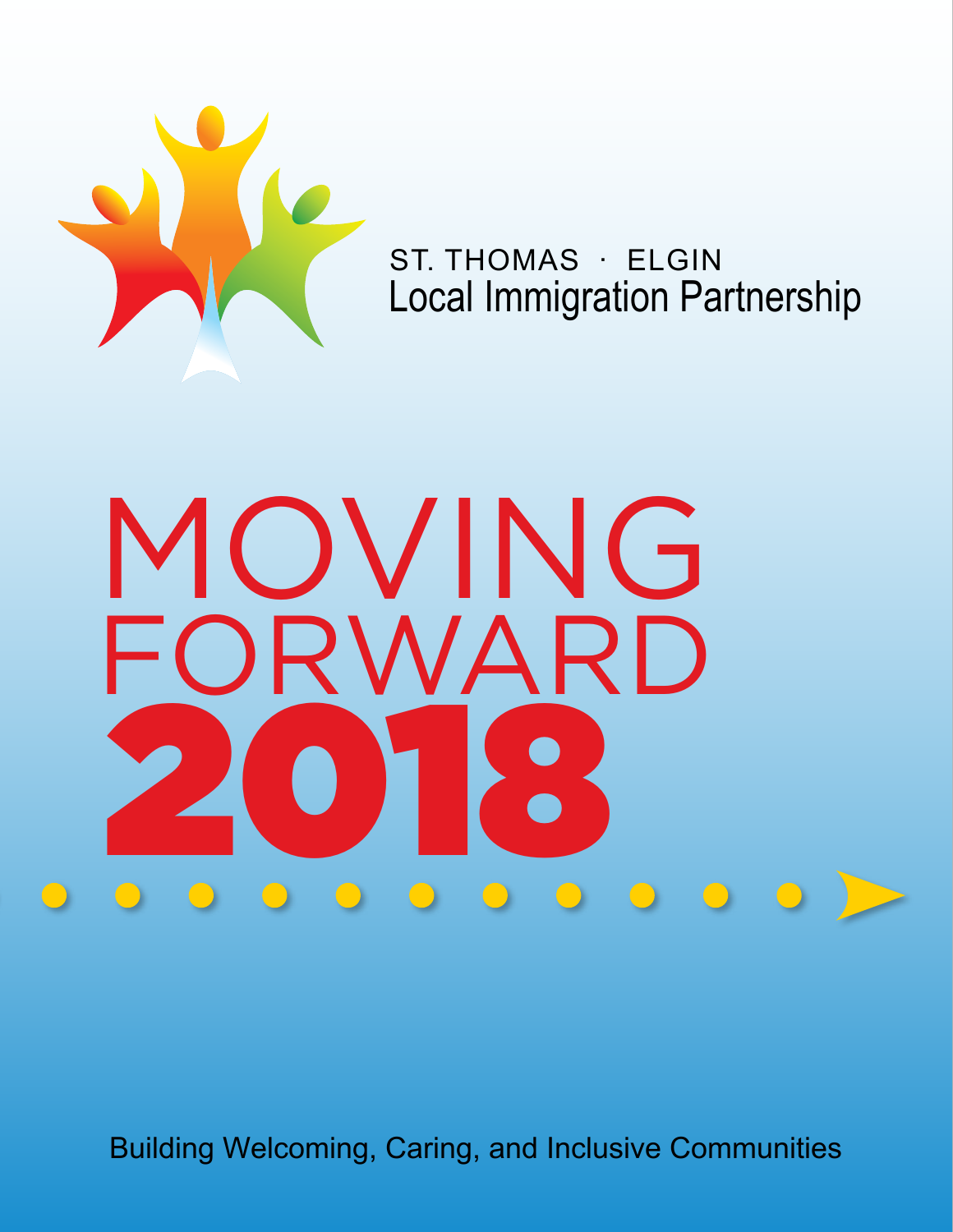ST. THOMAS · ELGIN

Local Immigration Partnership

# MOVING FORWARD 2018

Building Welcoming, Caring, and Inclusive Communities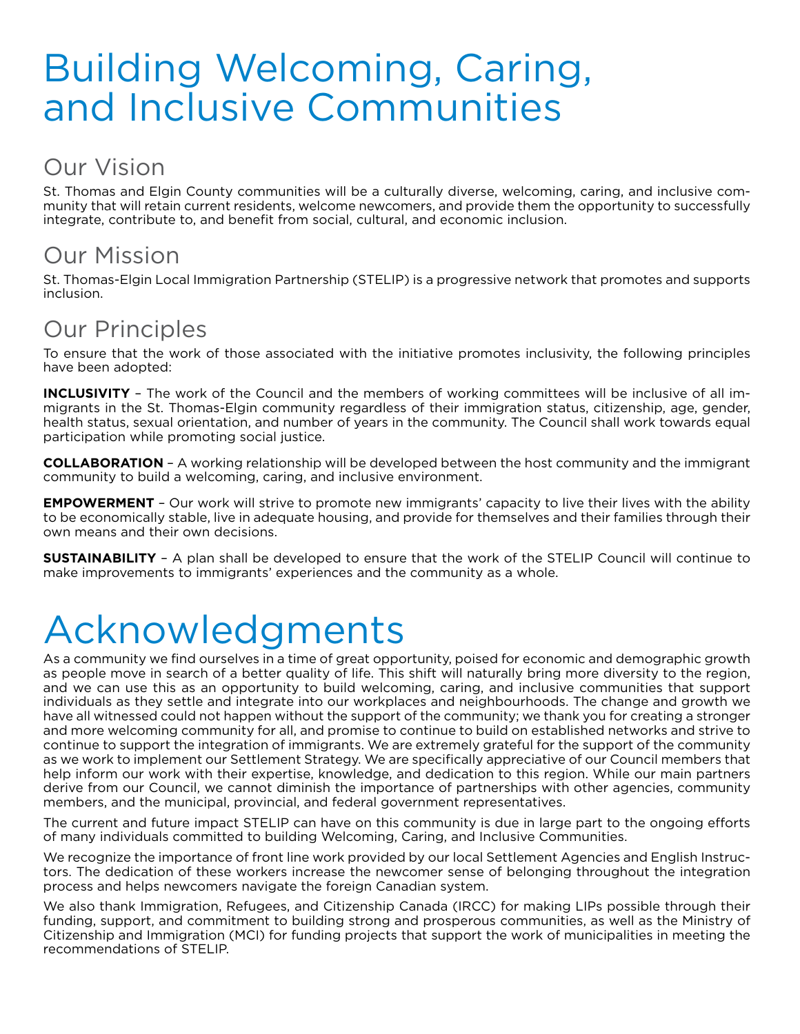# Building Welcoming, Caring, and Inclusive Communities

## Our Vision

St. Thomas and Elgin County communities will be a culturally diverse, welcoming, caring, and inclusive community that will retain current residents, welcome newcomers, and provide them the opportunity to successfully integrate, contribute to, and benefit from social, cultural, and economic inclusion.

## Our Mission

St. Thomas-Elgin Local Immigration Partnership (STELIP) is a progressive network that promotes and supports inclusion.

## Our Principles

To ensure that the work of those associated with the initiative promotes inclusivity, the following principles have been adopted:

**INCLUSIVITY** – The work of the Council and the members of working committees will be inclusive of all immigrants in the St. Thomas-Elgin community regardless of their immigration status, citizenship, age, gender, health status, sexual orientation, and number of years in the community. The Council shall work towards equal participation while promoting social justice.

**COLLABORATION** – A working relationship will be developed between the host community and the immigrant community to build a welcoming, caring, and inclusive environment.

**EMPOWERMENT** – Our work will strive to promote new immigrants' capacity to live their lives with the ability to be economically stable, live in adequate housing, and provide for themselves and their families through their own means and their own decisions.

**SUSTAINABILITY** – A plan shall be developed to ensure that the work of the STELIP Council will continue to make improvements to immigrants' experiences and the community as a whole.

# Acknowledgments

As a community we find ourselves in a time of great opportunity, poised for economic and demographic growth as people move in search of a better quality of life. This shift will naturally bring more diversity to the region, and we can use this as an opportunity to build welcoming, caring, and inclusive communities that support individuals as they settle and integrate into our workplaces and neighbourhoods. The change and growth we have all witnessed could not happen without the support of the community; we thank you for creating a stronger and more welcoming community for all, and promise to continue to build on established networks and strive to continue to support the integration of immigrants. We are extremely grateful for the support of the community as we work to implement our Settlement Strategy. We are specifically appreciative of our Council members that help inform our work with their expertise, knowledge, and dedication to this region. While our main partners derive from our Council, we cannot diminish the importance of partnerships with other agencies, community members, and the municipal, provincial, and federal government representatives.

The current and future impact STELIP can have on this community is due in large part to the ongoing efforts of many individuals committed to building Welcoming, Caring, and Inclusive Communities.

We recognize the importance of front line work provided by our local Settlement Agencies and English Instructors. The dedication of these workers increase the newcomer sense of belonging throughout the integration process and helps newcomers navigate the foreign Canadian system.

We also thank Immigration, Refugees, and Citizenship Canada (IRCC) for making LIPs possible through their funding, support, and commitment to building strong and prosperous communities, as well as the Ministry of Citizenship and Immigration (MCI) for funding projects that support the work of municipalities in meeting the recommendations of STELIP.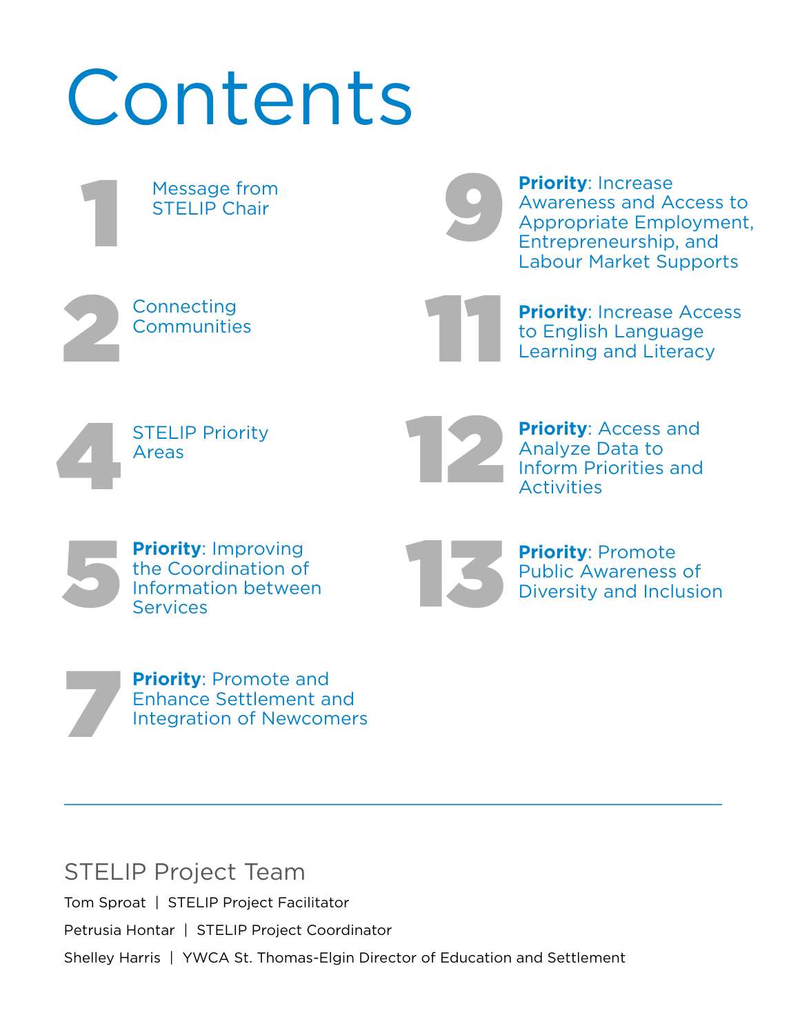# Contents

1 Message from STELIP Chair

2 Connecting Communities

4 STELIP Priority Areas

5 **Priority**: Improving the Coordination of Information between Services

7 **Priority**: Promote and Enhance Settlement and Integration of Newcomers

9 **Priority**: Increase Awareness and Access to Appropriate Employment, Entrepreneurship, and Labour Market Supports

11 **Priority**: Increase Access to English Language Learning and Literacy

12 **Priority**: Access and Analyze Data to Inform Priorities and Activities

13 **Priority**: Promote Public Awareness of Diversity and Inclusion

---

## STELIP Project Team

Tom Sproat | STELIP Project Facilitator

Petrusia Hontar | STELIP Project Coordinator

Shelley Harris | YWCA St. Thomas-Elgin Director of Education and Settlement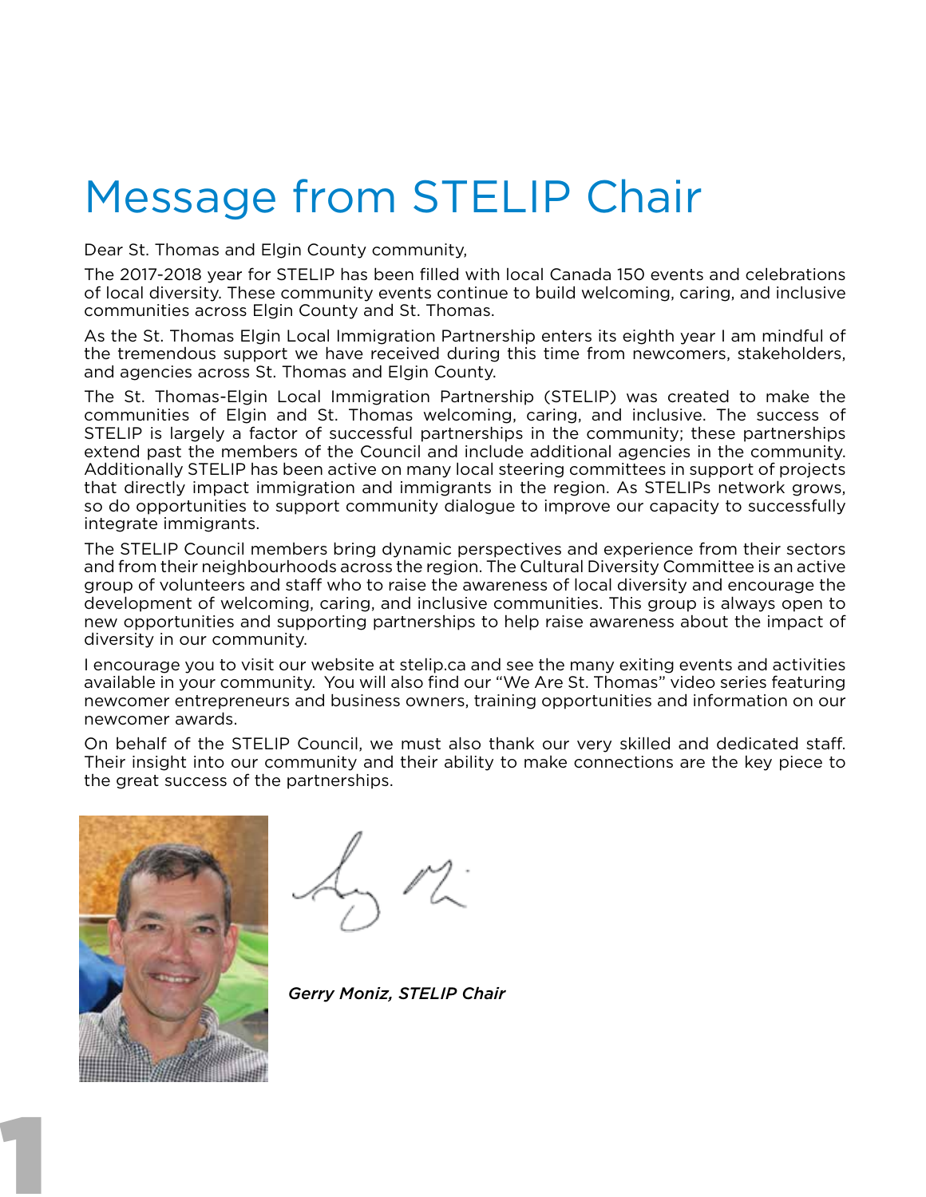# Message from STELIP Chair

Dear St. Thomas and Elgin County community,

The 2017-2018 year for STELIP has been filled with local Canada 150 events and celebrations of local diversity. These community events continue to build welcoming, caring, and inclusive communities across Elgin County and St. Thomas.

As the St. Thomas Elgin Local Immigration Partnership enters its eighth year I am mindful of the tremendous support we have received during this time from newcomers, stakeholders, and agencies across St. Thomas and Elgin County.

The St. Thomas-Elgin Local Immigration Partnership (STELIP) was created to make the communities of Elgin and St. Thomas welcoming, caring, and inclusive. The success of STELIP is largely a factor of successful partnerships in the community; these partnerships extend past the members of the Council and include additional agencies in the community. Additionally STELIP has been active on many local steering committees in support of projects that directly impact immigration and immigrants in the region. As STELIPs network grows, so do opportunities to support community dialogue to improve our capacity to successfully integrate immigrants.

The STELIP Council members bring dynamic perspectives and experience from their sectors and from their neighbourhoods across the region. The Cultural Diversity Committee is an active group of volunteers and staff who to raise the awareness of local diversity and encourage the development of welcoming, caring, and inclusive communities. This group is always open to new opportunities and supporting partnerships to help raise awareness about the impact of diversity in our community.

I encourage you to visit our website at stelip.ca and see the many exiting events and activities available in your community. You will also find our "We Are St. Thomas" video series featuring newcomer entrepreneurs and business owners, training opportunities and information on our newcomer awards.

On behalf of the STELIP Council, we must also thank our very skilled and dedicated staff. Their insight into our community and their ability to make connections are the key piece to the great success of the partnerships.

*Gerry Moniz, STELIP Chair*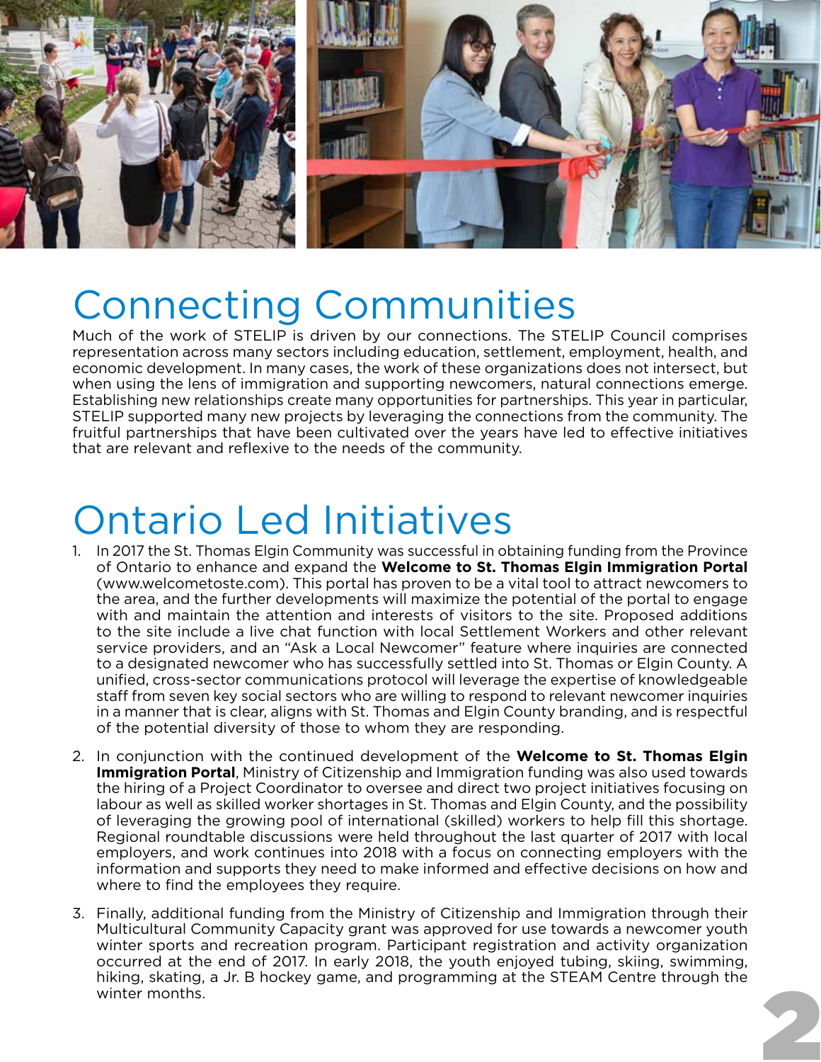# Connecting Communities

Much of the work of STELIP is driven by our connections. The STELIP Council comprises representation across many sectors including education, settlement, employment, health, and economic development. In many cases, the work of these organizations does not intersect, but when using the lens of immigration and supporting newcomers, natural connections emerge. Establishing new relationships create many opportunities for partnerships. This year in particular, STELIP supported many new projects by leveraging the connections from the community. The fruitful partnerships that have been cultivated over the years have led to effective initiatives that are relevant and reflexive to the needs of the community.

# Ontario Led Initiatives

1. In 2017 the St. Thomas Elgin Community was successful in obtaining funding from the Province of Ontario to enhance and expand the **Welcome to St. Thomas Elgin Immigration Portal** (www.welcometoste.com). This portal has proven to be a vital tool to attract newcomers to the area, and the further developments will maximize the potential of the portal to engage with and maintain the attention and interests of visitors to the site. Proposed additions to the site include a live chat function with local Settlement Workers and other relevant service providers, and an "Ask a Local Newcomer" feature where inquiries are connected to a designated newcomer who has successfully settled into St. Thomas or Elgin County. A unified, cross-sector communications protocol will leverage the expertise of knowledgeable staff from seven key social sectors who are willing to respond to relevant newcomer inquiries in a manner that is clear, aligns with St. Thomas and Elgin County branding, and is respectful of the potential diversity of those to whom they are responding.

2. In conjunction with the continued development of the **Welcome to St. Thomas Elgin Immigration Portal**, Ministry of Citizenship and Immigration funding was also used towards the hiring of a Project Coordinator to oversee and direct two project initiatives focusing on labour as well as skilled worker shortages in St. Thomas and Elgin County, and the possibility of leveraging the growing pool of international (skilled) workers to help fill this shortage. Regional roundtable discussions were held throughout the last quarter of 2017 with local employers, and work continues into 2018 with a focus on connecting employers with the information and supports they need to make informed and effective decisions on how and where to find the employees they require.

3. Finally, additional funding from the Ministry of Citizenship and Immigration through their Multicultural Community Capacity grant was approved for use towards a newcomer youth winter sports and recreation program. Participant registration and activity organization occurred at the end of 2017. In early 2018, the youth enjoyed tubing, skiing, swimming, hiking, skating, a Jr. B hockey game, and programming at the STEAM Centre through the winter months.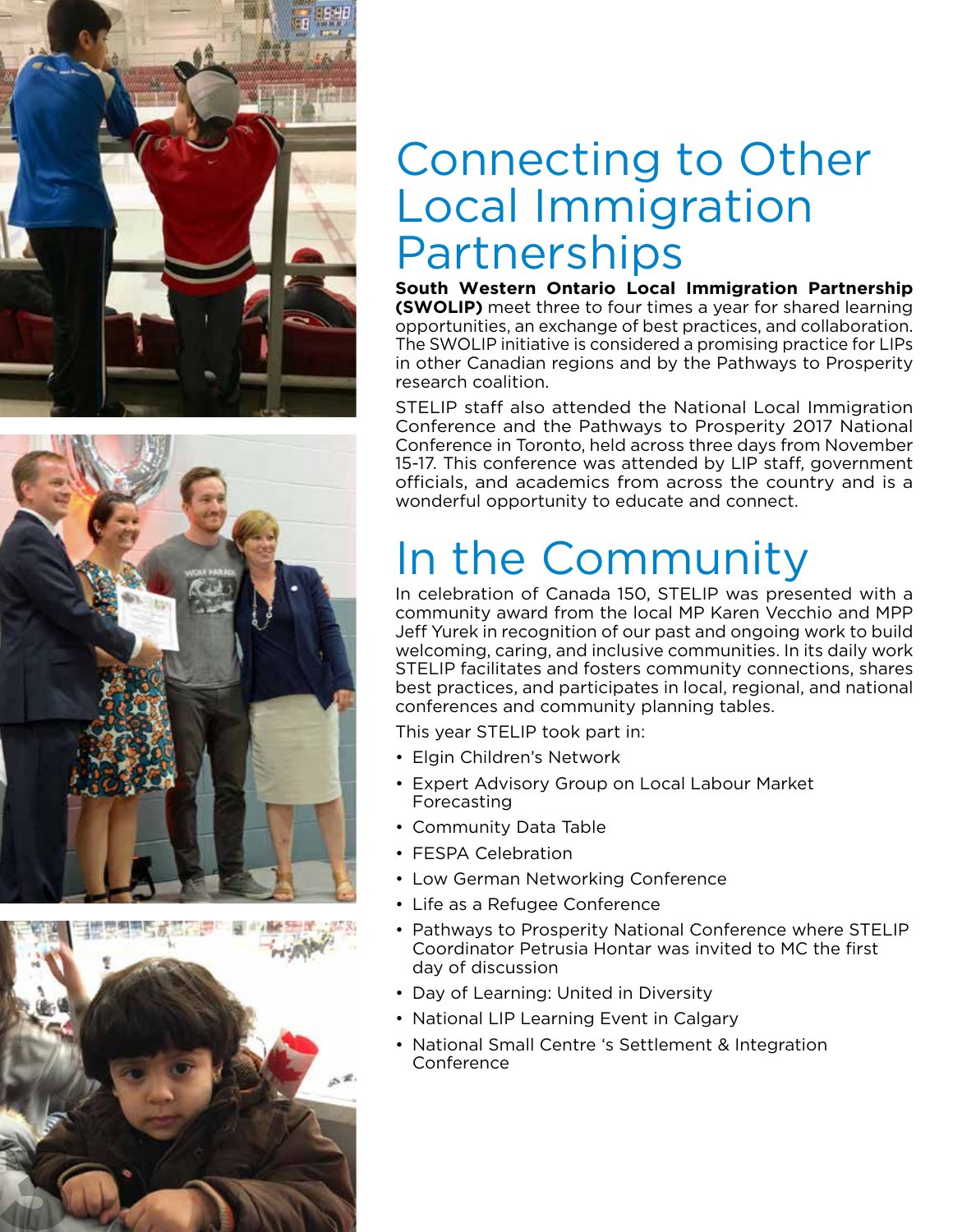# Connecting to Other Local Immigration Partnerships

**South Western Ontario Local Immigration Partnership (SWOLIP)** meet three to four times a year for shared learning opportunities, an exchange of best practices, and collaboration. The SWOLIP initiative is considered a promising practice for LIPs in other Canadian regions and by the Pathways to Prosperity research coalition.

STELIP staff also attended the National Local Immigration Conference and the Pathways to Prosperity 2017 National Conference in Toronto, held across three days from November 15-17. This conference was attended by LIP staff, government officials, and academics from across the country and is a wonderful opportunity to educate and connect.

# In the Community

In celebration of Canada 150, STELIP was presented with a community award from the local MP Karen Vecchio and MPP Jeff Yurek in recognition of our past and ongoing work to build welcoming, caring, and inclusive communities. In its daily work STELIP facilitates and fosters community connections, shares best practices, and participates in local, regional, and national conferences and community planning tables.

This year STELIP took part in:

- Elgin Children's Network
- Expert Advisory Group on Local Labour Market Forecasting
- Community Data Table
- FESPA Celebration
- Low German Networking Conference
- Life as a Refugee Conference
- Pathways to Prosperity National Conference where STELIP Coordinator Petrusia Hontar was invited to MC the first day of discussion
- Day of Learning: United in Diversity
- National LIP Learning Event in Calgary
- National Small Centre 's Settlement & Integration Conference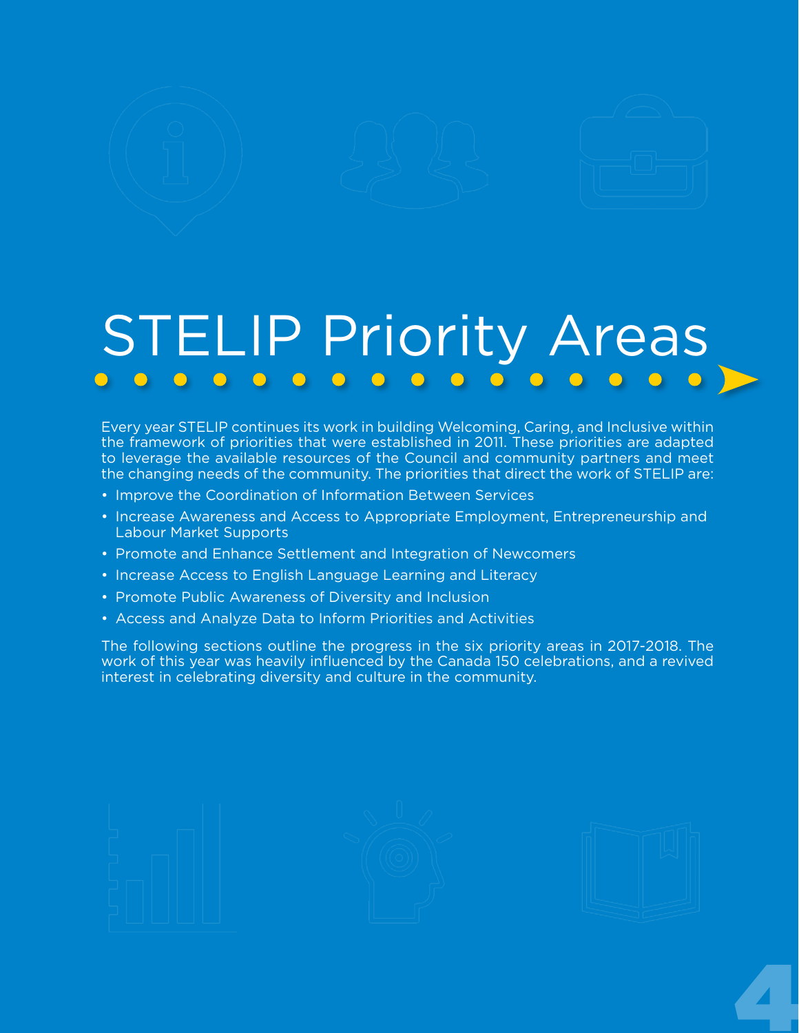# STELIP Priority Areas

Every year STELIP continues its work in building Welcoming, Caring, and Inclusive within the framework of priorities that were established in 2011. These priorities are adapted to leverage the available resources of the Council and community partners and meet the changing needs of the community. The priorities that direct the work of STELIP are:

- Improve the Coordination of Information Between Services
- Increase Awareness and Access to Appropriate Employment, Entrepreneurship and Labour Market Supports
- Promote and Enhance Settlement and Integration of Newcomers
- Increase Access to English Language Learning and Literacy
- Promote Public Awareness of Diversity and Inclusion
- Access and Analyze Data to Inform Priorities and Activities

The following sections outline the progress in the six priority areas in 2017-2018. The work of this year was heavily influenced by the Canada 150 celebrations, and a revived interest in celebrating diversity and culture in the community.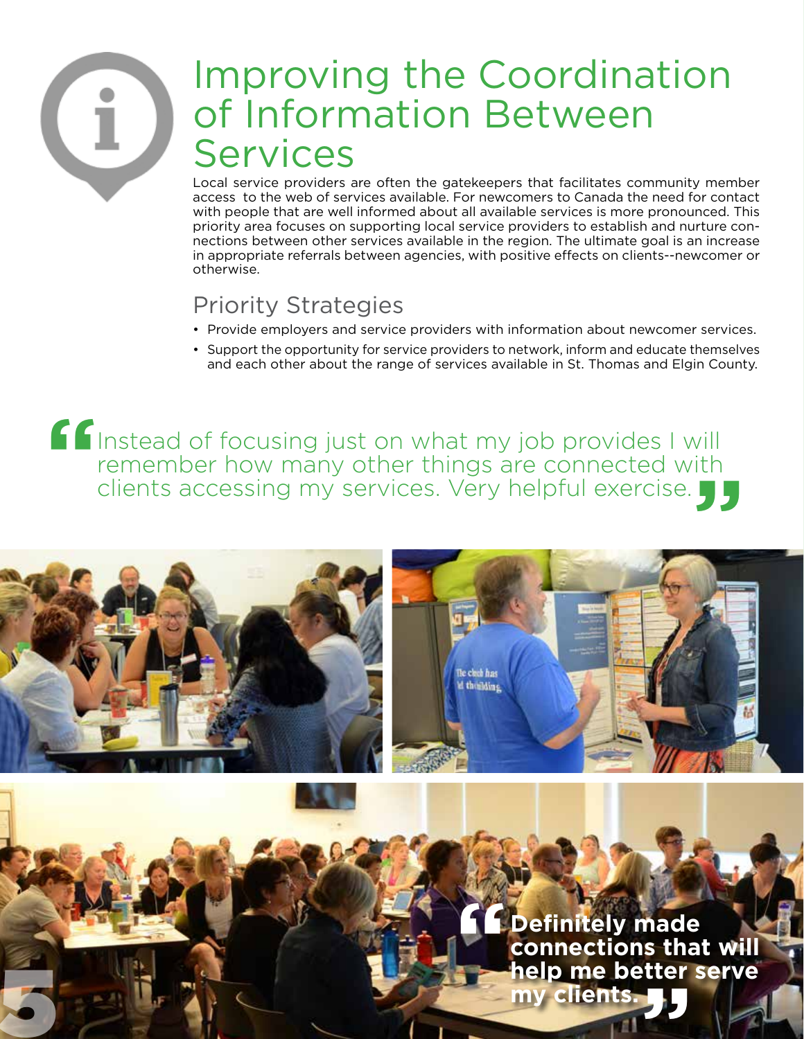# Improving the Coordination of Information Between Services

Local service providers are often the gatekeepers that facilitates community member access to the web of services available. For newcomers to Canada the need for contact with people that are well informed about all available services is more pronounced. This priority area focuses on supporting local service providers to establish and nurture connections between other services available in the region. The ultimate goal is an increase in appropriate referrals between agencies, with positive effects on clients--newcomer or otherwise.

## Priority Strategies

- Provide employers and service providers with information about newcomer services.
- Support the opportunity for service providers to network, inform and educate themselves and each other about the range of services available in St. Thomas and Elgin County.

> "Instead of focusing just on what my job provides I will remember how many other things are connected with clients accessing my services. Very helpful exercise."

> **"Definitely made connections that will help me better serve my clients."**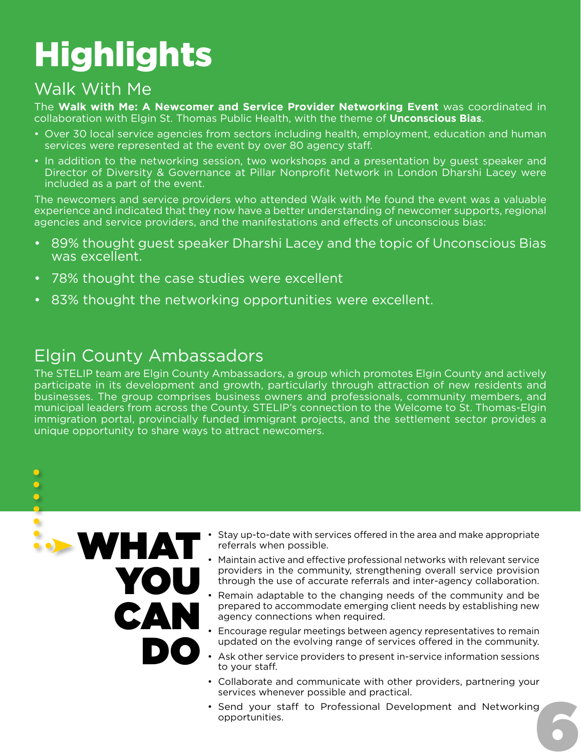# Highlights

## Walk With Me

The **Walk with Me: A Newcomer and Service Provider Networking Event** was coordinated in collaboration with Elgin St. Thomas Public Health, with the theme of **Unconscious Bias**.

- Over 30 local service agencies from sectors including health, employment, education and human services were represented at the event by over 80 agency staff.
- In addition to the networking session, two workshops and a presentation by guest speaker and Director of Diversity & Governance at Pillar Nonprofit Network in London Dharshi Lacey were included as a part of the event.

The newcomers and service providers who attended Walk with Me found the event was a valuable experience and indicated that they now have a better understanding of newcomer supports, regional agencies and service providers, and the manifestations and effects of unconscious bias:

- 89% thought guest speaker Dharshi Lacey and the topic of Unconscious Bias was excellent.
- 78% thought the case studies were excellent
- 83% thought the networking opportunities were excellent.

## Elgin County Ambassadors

The STELIP team are Elgin County Ambassadors, a group which promotes Elgin County and actively participate in its development and growth, particularly through attraction of new residents and businesses. The group comprises business owners and professionals, community members, and municipal leaders from across the County. STELIP's connection to the Welcome to St. Thomas-Elgin immigration portal, provincially funded immigrant projects, and the settlement sector provides a unique opportunity to share ways to attract newcomers.

## WHAT YOU CAN DO

- Stay up-to-date with services offered in the area and make appropriate referrals when possible.
- Maintain active and effective professional networks with relevant service providers in the community, strengthening overall service provision through the use of accurate referrals and inter-agency collaboration.
- Remain adaptable to the changing needs of the community and be prepared to accommodate emerging client needs by establishing new agency connections when required.
- Encourage regular meetings between agency representatives to remain updated on the evolving range of services offered in the community.
- Ask other service providers to present in-service information sessions to your staff.
- Collaborate and communicate with other providers, partnering your services whenever possible and practical.
- Send your staff to Professional Development and Networking opportunities.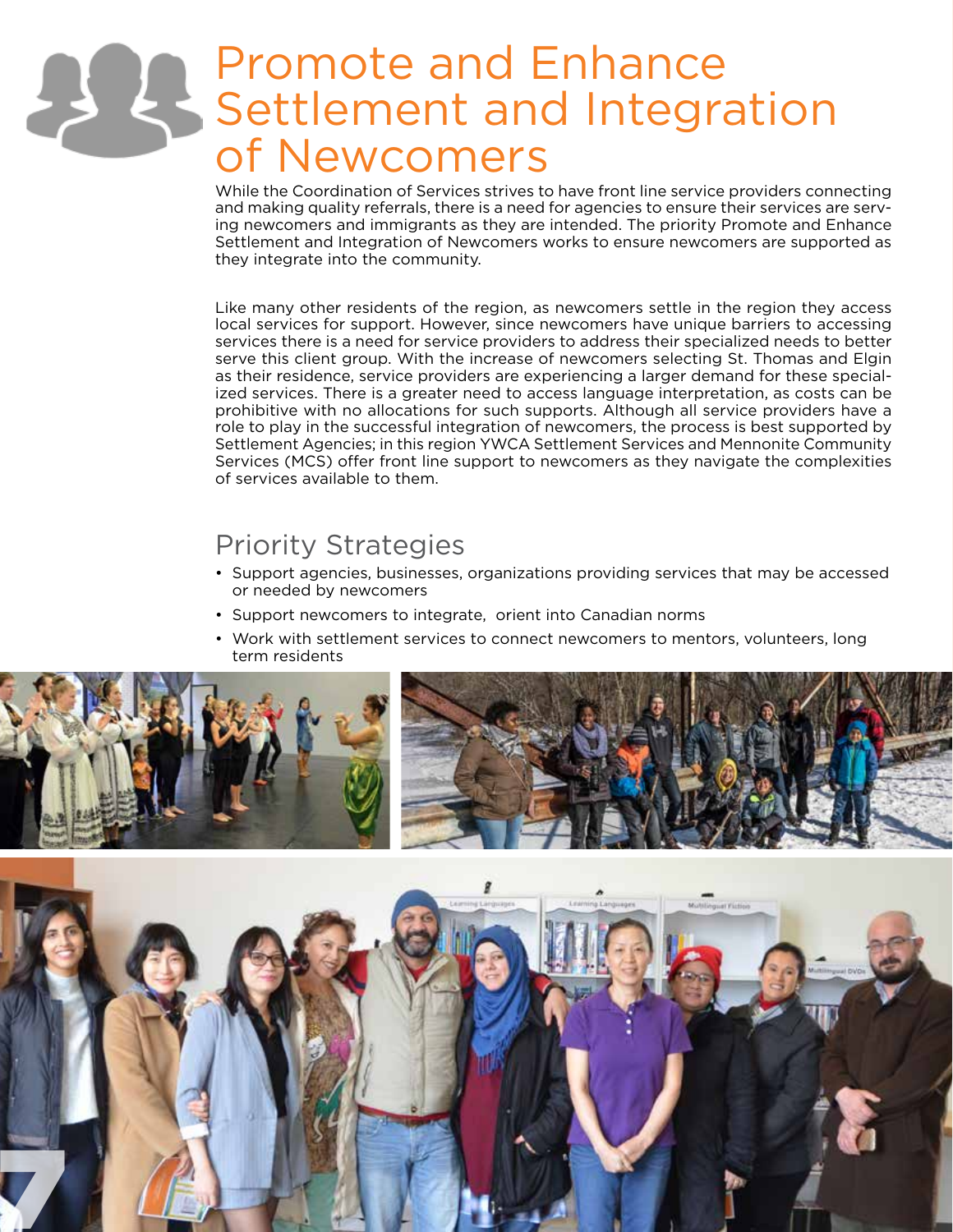# Promote and Enhance Settlement and Integration of Newcomers

While the Coordination of Services strives to have front line service providers connecting and making quality referrals, there is a need for agencies to ensure their services are serving newcomers and immigrants as they are intended. The priority Promote and Enhance Settlement and Integration of Newcomers works to ensure newcomers are supported as they integrate into the community.

Like many other residents of the region, as newcomers settle in the region they access local services for support. However, since newcomers have unique barriers to accessing services there is a need for service providers to address their specialized needs to better serve this client group. With the increase of newcomers selecting St. Thomas and Elgin as their residence, service providers are experiencing a larger demand for these specialized services. There is a greater need to access language interpretation, as costs can be prohibitive with no allocations for such supports. Although all service providers have a role to play in the successful integration of newcomers, the process is best supported by Settlement Agencies; in this region YWCA Settlement Services and Mennonite Community Services (MCS) offer front line support to newcomers as they navigate the complexities of services available to them.

## Priority Strategies

- Support agencies, businesses, organizations providing services that may be accessed or needed by newcomers
- Support newcomers to integrate, orient into Canadian norms
- Work with settlement services to connect newcomers to mentors, volunteers, long term residents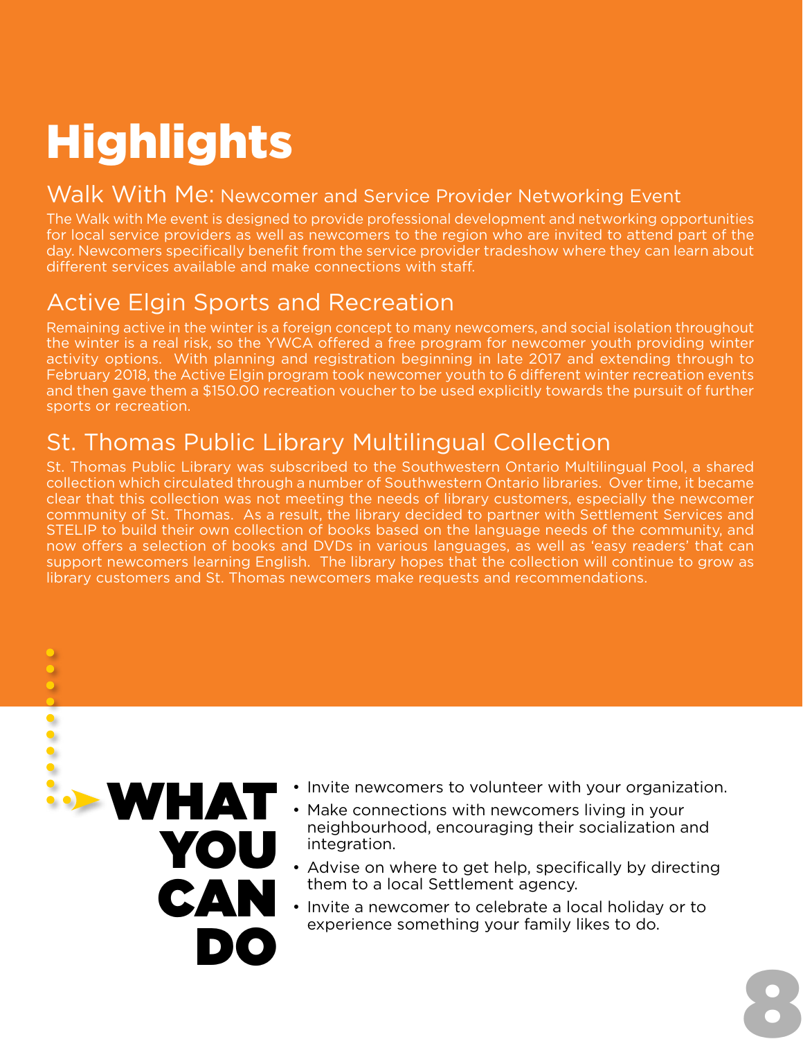# Highlights

## Walk With Me: Newcomer and Service Provider Networking Event

The Walk with Me event is designed to provide professional development and networking opportunities for local service providers as well as newcomers to the region who are invited to attend part of the day. Newcomers specifically benefit from the service provider tradeshow where they can learn about different services available and make connections with staff.

## Active Elgin Sports and Recreation

Remaining active in the winter is a foreign concept to many newcomers, and social isolation throughout the winter is a real risk, so the YWCA offered a free program for newcomer youth providing winter activity options. With planning and registration beginning in late 2017 and extending through to February 2018, the Active Elgin program took newcomer youth to 6 different winter recreation events and then gave them a $150.00 recreation voucher to be used explicitly towards the pursuit of further sports or recreation.

## St. Thomas Public Library Multilingual Collection

St. Thomas Public Library was subscribed to the Southwestern Ontario Multilingual Pool, a shared collection which circulated through a number of Southwestern Ontario libraries. Over time, it became clear that this collection was not meeting the needs of library customers, especially the newcomer community of St. Thomas. As a result, the library decided to partner with Settlement Services and STELIP to build their own collection of books based on the language needs of the community, and now offers a selection of books and DVDs in various languages, as well as 'easy readers' that can support newcomers learning English. The library hopes that the collection will continue to grow as library customers and St. Thomas newcomers make requests and recommendations.

## WHAT YOU CAN DO

- Invite newcomers to volunteer with your organization.
- Make connections with newcomers living in your neighbourhood, encouraging their socialization and integration.
- Advise on where to get help, specifically by directing them to a local Settlement agency.
- Invite a newcomer to celebrate a local holiday or to experience something your family likes to do.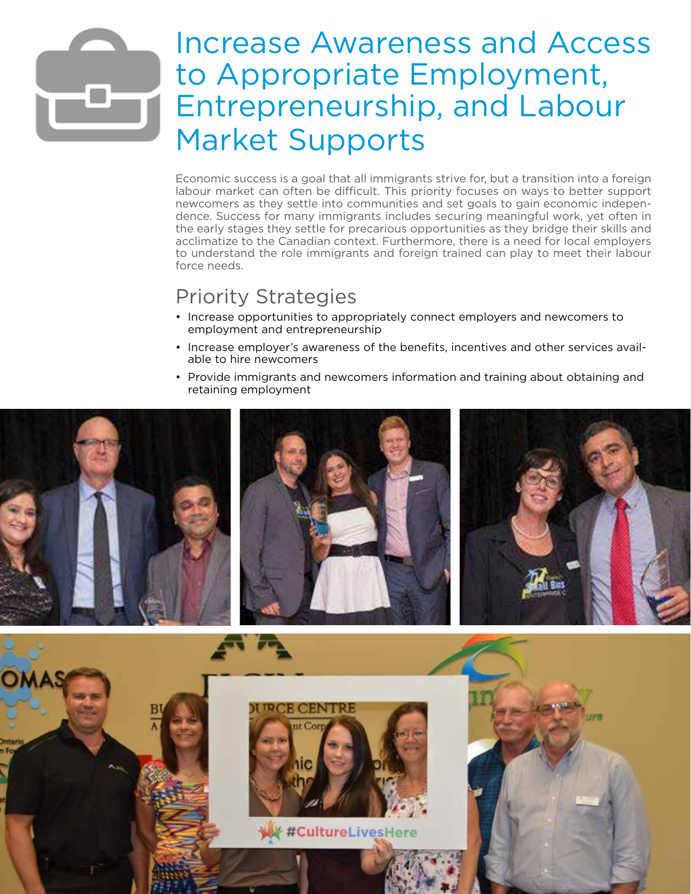# Increase Awareness and Access to Appropriate Employment, Entrepreneurship, and Labour Market Supports

Economic success is a goal that all immigrants strive for, but a transition into a foreign labour market can often be difficult. This priority focuses on ways to better support newcomers as they settle into communities and set goals to gain economic independence. Success for many immigrants includes securing meaningful work, yet often in the early stages they settle for precarious opportunities as they bridge their skills and acclimatize to the Canadian context. Furthermore, there is a need for local employers to understand the role immigrants and foreign trained can play to meet their labour force needs.

## Priority Strategies

- Increase opportunities to appropriately connect employers and newcomers to employment and entrepreneurship
- Increase employer's awareness of the benefits, incentives and other services available to hire newcomers
- Provide immigrants and newcomers information and training about obtaining and retaining employment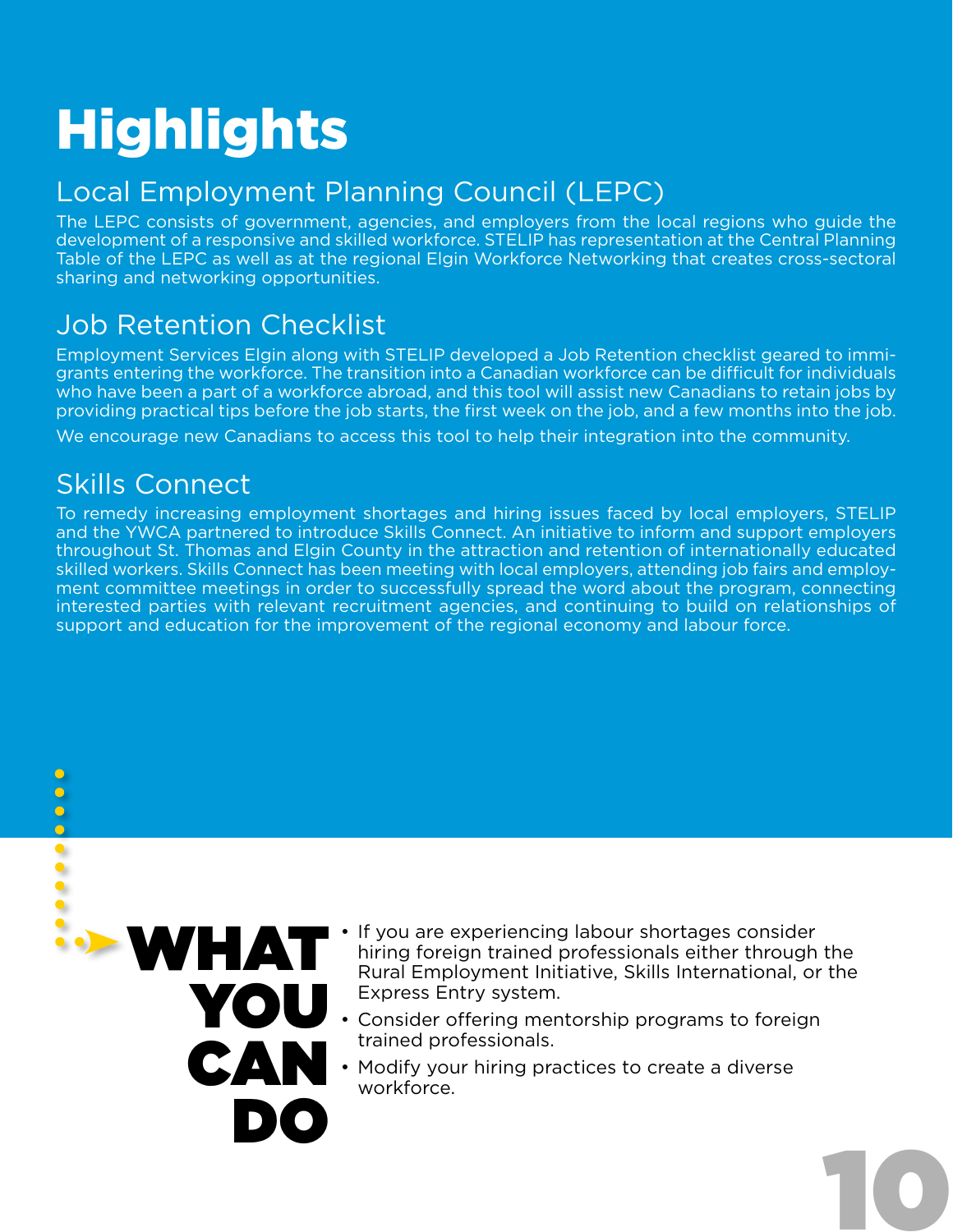# Highlights

## Local Employment Planning Council (LEPC)

The LEPC consists of government, agencies, and employers from the local regions who guide the development of a responsive and skilled workforce. STELIP has representation at the Central Planning Table of the LEPC as well as at the regional Elgin Workforce Networking that creates cross-sectoral sharing and networking opportunities.

## Job Retention Checklist

Employment Services Elgin along with STELIP developed a Job Retention checklist geared to immigrants entering the workforce. The transition into a Canadian workforce can be difficult for individuals who have been a part of a workforce abroad, and this tool will assist new Canadians to retain jobs by providing practical tips before the job starts, the first week on the job, and a few months into the job.

We encourage new Canadians to access this tool to help their integration into the community.

## Skills Connect

To remedy increasing employment shortages and hiring issues faced by local employers, STELIP and the YWCA partnered to introduce Skills Connect. An initiative to inform and support employers throughout St. Thomas and Elgin County in the attraction and retention of internationally educated skilled workers. Skills Connect has been meeting with local employers, attending job fairs and employment committee meetings in order to successfully spread the word about the program, connecting interested parties with relevant recruitment agencies, and continuing to build on relationships of support and education for the improvement of the regional economy and labour force.

## WHAT YOU CAN DO

- If you are experiencing labour shortages consider hiring foreign trained professionals either through the Rural Employment Initiative, Skills International, or the Express Entry system.
- Consider offering mentorship programs to foreign trained professionals.
- Modify your hiring practices to create a diverse workforce.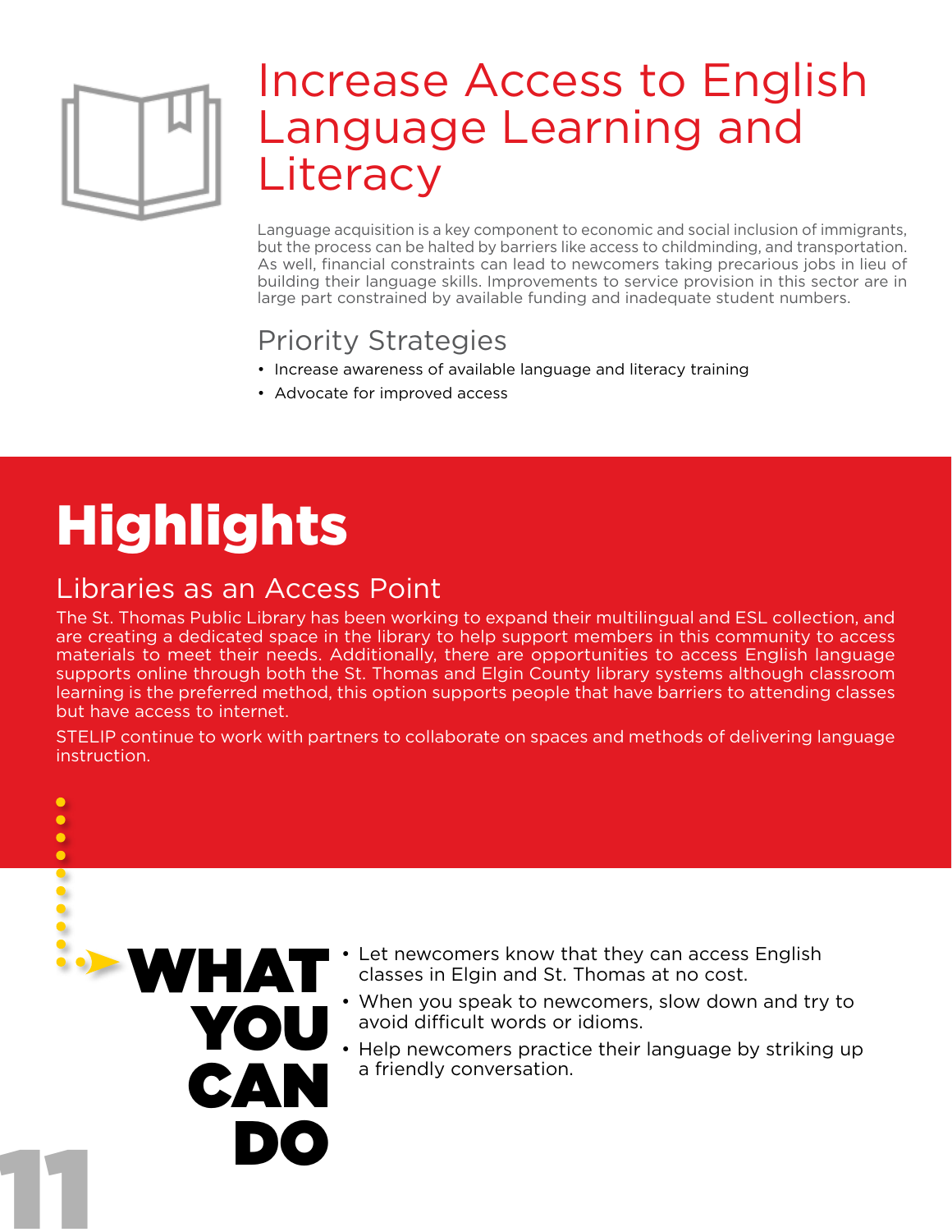# Increase Access to English Language Learning and Literacy

Language acquisition is a key component to economic and social inclusion of immigrants, but the process can be halted by barriers like access to childminding, and transportation. As well, financial constraints can lead to newcomers taking precarious jobs in lieu of building their language skills. Improvements to service provision in this sector are in large part constrained by available funding and inadequate student numbers.

## Priority Strategies

- Increase awareness of available language and literacy training
- Advocate for improved access

# Highlights

## Libraries as an Access Point

The St. Thomas Public Library has been working to expand their multilingual and ESL collection, and are creating a dedicated space in the library to help support members in this community to access materials to meet their needs. Additionally, there are opportunities to access English language supports online through both the St. Thomas and Elgin County library systems although classroom learning is the preferred method, this option supports people that have barriers to attending classes but have access to internet.

STELIP continue to work with partners to collaborate on spaces and methods of delivering language instruction.

## WHAT YOU CAN DO

- Let newcomers know that they can access English classes in Elgin and St. Thomas at no cost.
- When you speak to newcomers, slow down and try to avoid difficult words or idioms.
- Help newcomers practice their language by striking up a friendly conversation.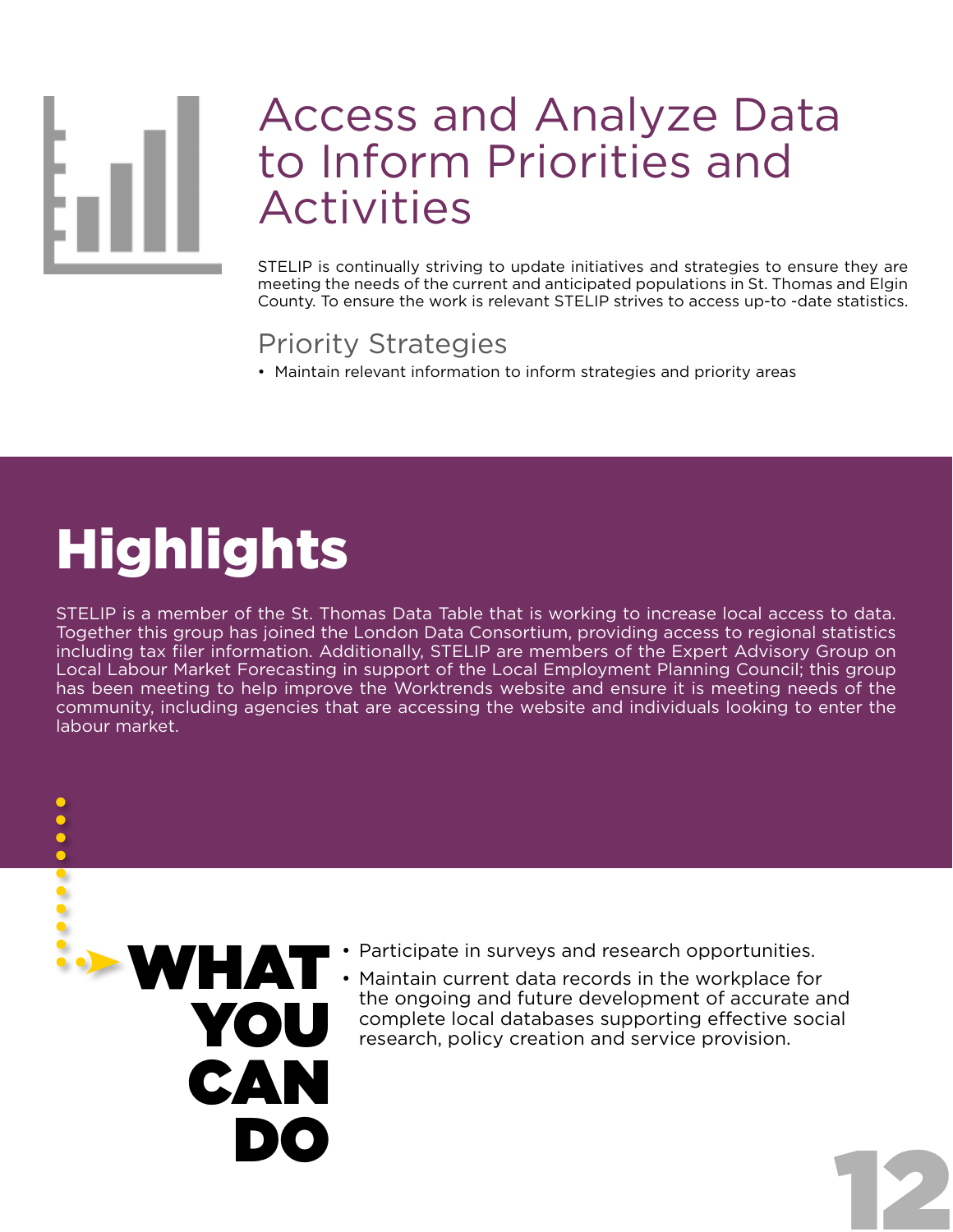# Access and Analyze Data to Inform Priorities and Activities

STELIP is continually striving to update initiatives and strategies to ensure they are meeting the needs of the current and anticipated populations in St. Thomas and Elgin County. To ensure the work is relevant STELIP strives to access up-to -date statistics.

## Priority Strategies

- Maintain relevant information to inform strategies and priority areas

# Highlights

STELIP is a member of the St. Thomas Data Table that is working to increase local access to data. Together this group has joined the London Data Consortium, providing access to regional statistics including tax filer information. Additionally, STELIP are members of the Expert Advisory Group on Local Labour Market Forecasting in support of the Local Employment Planning Council; this group has been meeting to help improve the Worktrends website and ensure it is meeting needs of the community, including agencies that are accessing the website and individuals looking to enter the labour market.

## WHAT YOU CAN DO

- Participate in surveys and research opportunities.
- Maintain current data records in the workplace for the ongoing and future development of accurate and complete local databases supporting effective social research, policy creation and service provision.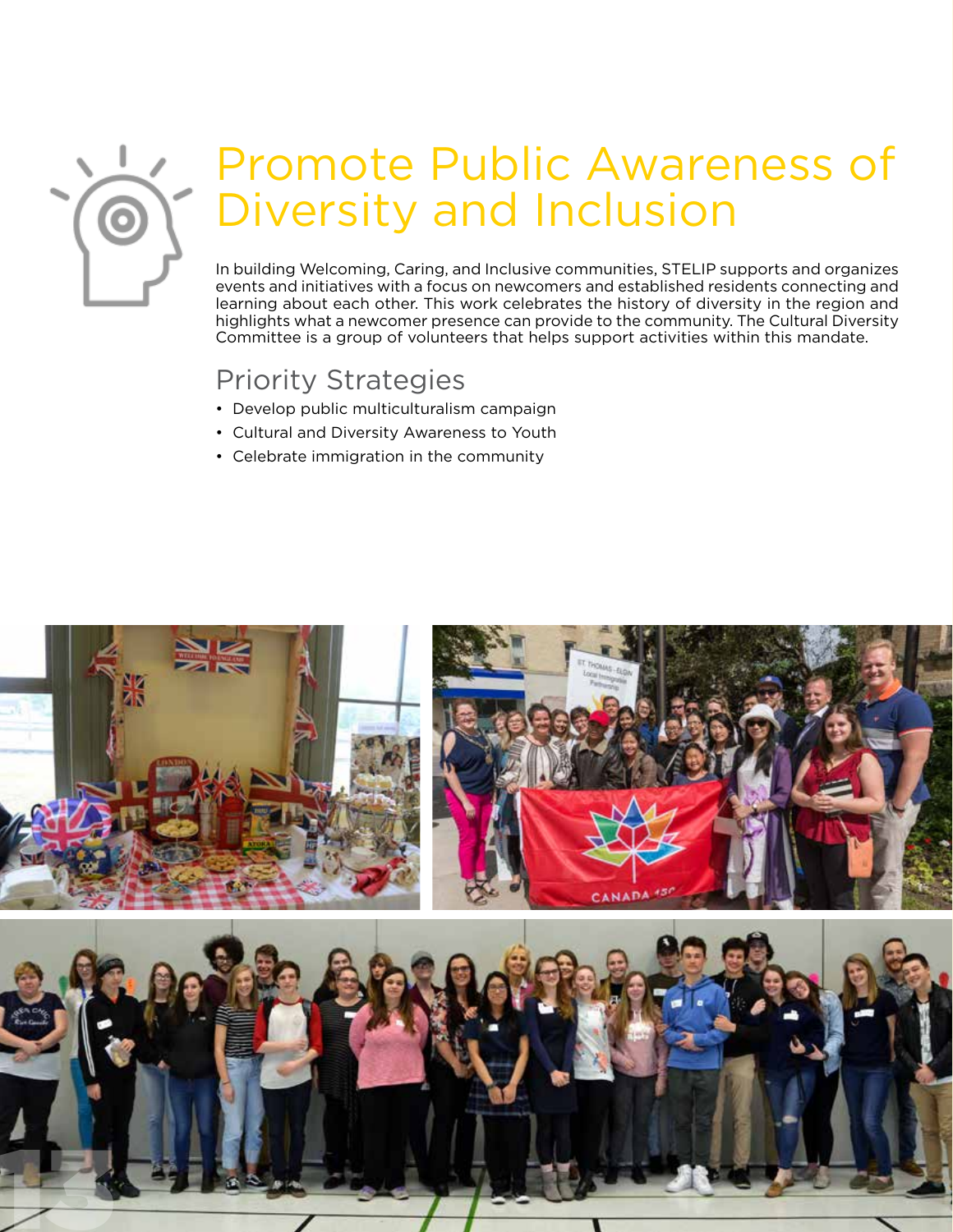# Promote Public Awareness of Diversity and Inclusion

In building Welcoming, Caring, and Inclusive communities, STELIP supports and organizes events and initiatives with a focus on newcomers and established residents connecting and learning about each other. This work celebrates the history of diversity in the region and highlights what a newcomer presence can provide to the community. The Cultural Diversity Committee is a group of volunteers that helps support activities within this mandate.

## Priority Strategies

- Develop public multiculturalism campaign
- Cultural and Diversity Awareness to Youth
- Celebrate immigration in the community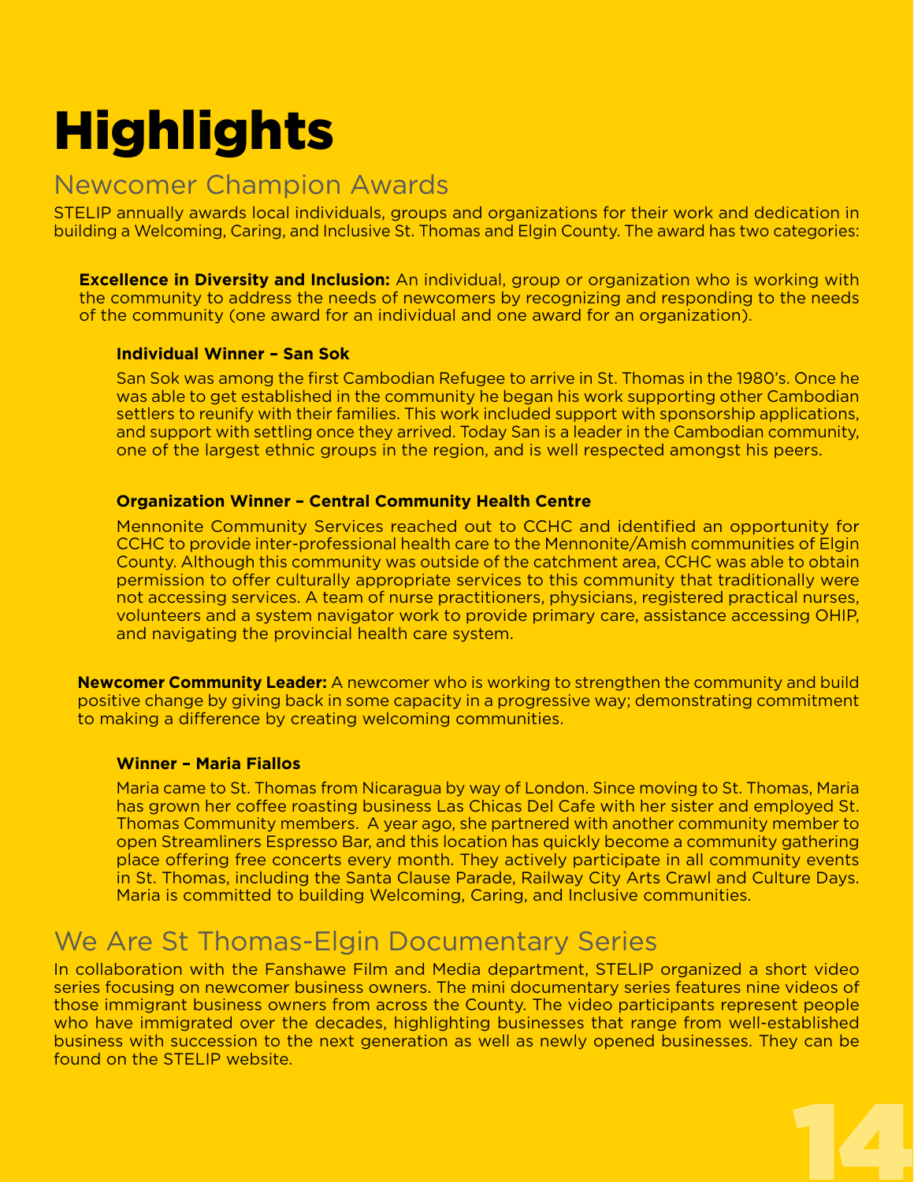# Highlights

## Newcomer Champion Awards

STELIP annually awards local individuals, groups and organizations for their work and dedication in building a Welcoming, Caring, and Inclusive St. Thomas and Elgin County. The award has two categories:

**Excellence in Diversity and Inclusion:** An individual, group or organization who is working with the community to address the needs of newcomers by recognizing and responding to the needs of the community (one award for an individual and one award for an organization).

**Individual Winner – San Sok**

San Sok was among the first Cambodian Refugee to arrive in St. Thomas in the 1980's. Once he was able to get established in the community he began his work supporting other Cambodian settlers to reunify with their families. This work included support with sponsorship applications, and support with settling once they arrived. Today San is a leader in the Cambodian community, one of the largest ethnic groups in the region, and is well respected amongst his peers.

**Organization Winner – Central Community Health Centre**

Mennonite Community Services reached out to CCHC and identified an opportunity for CCHC to provide inter-professional health care to the Mennonite/Amish communities of Elgin County. Although this community was outside of the catchment area, CCHC was able to obtain permission to offer culturally appropriate services to this community that traditionally were not accessing services. A team of nurse practitioners, physicians, registered practical nurses, volunteers and a system navigator work to provide primary care, assistance accessing OHIP, and navigating the provincial health care system.

**Newcomer Community Leader:** A newcomer who is working to strengthen the community and build positive change by giving back in some capacity in a progressive way; demonstrating commitment to making a difference by creating welcoming communities.

**Winner – Maria Fiallos**

Maria came to St. Thomas from Nicaragua by way of London. Since moving to St. Thomas, Maria has grown her coffee roasting business Las Chicas Del Cafe with her sister and employed St. Thomas Community members. A year ago, she partnered with another community member to open Streamliners Espresso Bar, and this location has quickly become a community gathering place offering free concerts every month. They actively participate in all community events in St. Thomas, including the Santa Clause Parade, Railway City Arts Crawl and Culture Days. Maria is committed to building Welcoming, Caring, and Inclusive communities.

## We Are St Thomas-Elgin Documentary Series

In collaboration with the Fanshawe Film and Media department, STELIP organized a short video series focusing on newcomer business owners. The mini documentary series features nine videos of those immigrant business owners from across the County. The video participants represent people who have immigrated over the decades, highlighting businesses that range from well-established business with succession to the next generation as well as newly opened businesses. They can be found on the STELIP website.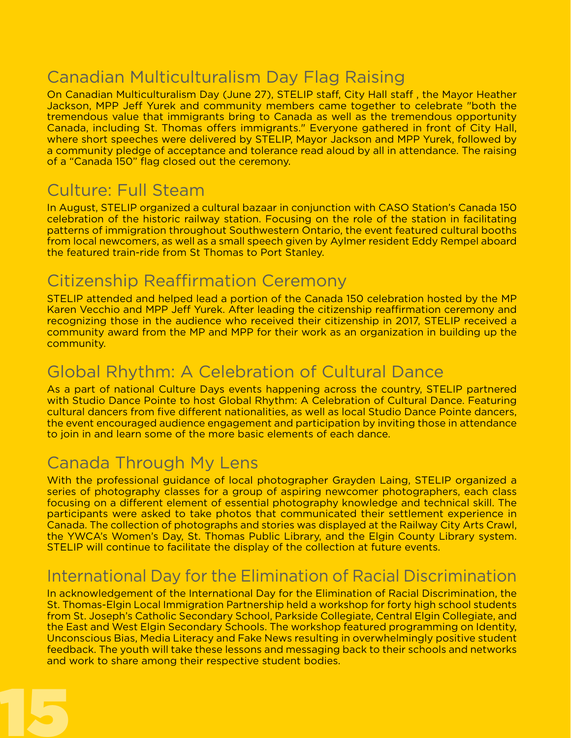## Canadian Multiculturalism Day Flag Raising

On Canadian Multiculturalism Day (June 27), STELIP staff, City Hall staff , the Mayor Heather Jackson, MPP Jeff Yurek and community members came together to celebrate "both the tremendous value that immigrants bring to Canada as well as the tremendous opportunity Canada, including St. Thomas offers immigrants." Everyone gathered in front of City Hall, where short speeches were delivered by STELIP, Mayor Jackson and MPP Yurek, followed by a community pledge of acceptance and tolerance read aloud by all in attendance. The raising of a "Canada 150" flag closed out the ceremony.

## Culture: Full Steam

In August, STELIP organized a cultural bazaar in conjunction with CASO Station's Canada 150 celebration of the historic railway station. Focusing on the role of the station in facilitating patterns of immigration throughout Southwestern Ontario, the event featured cultural booths from local newcomers, as well as a small speech given by Aylmer resident Eddy Rempel aboard the featured train-ride from St Thomas to Port Stanley.

## Citizenship Reaffirmation Ceremony

STELIP attended and helped lead a portion of the Canada 150 celebration hosted by the MP Karen Vecchio and MPP Jeff Yurek. After leading the citizenship reaffirmation ceremony and recognizing those in the audience who received their citizenship in 2017, STELIP received a community award from the MP and MPP for their work as an organization in building up the community.

## Global Rhythm: A Celebration of Cultural Dance

As a part of national Culture Days events happening across the country, STELIP partnered with Studio Dance Pointe to host Global Rhythm: A Celebration of Cultural Dance. Featuring cultural dancers from five different nationalities, as well as local Studio Dance Pointe dancers, the event encouraged audience engagement and participation by inviting those in attendance to join in and learn some of the more basic elements of each dance.

## Canada Through My Lens

With the professional guidance of local photographer Grayden Laing, STELIP organized a series of photography classes for a group of aspiring newcomer photographers, each class focusing on a different element of essential photography knowledge and technical skill. The participants were asked to take photos that communicated their settlement experience in Canada. The collection of photographs and stories was displayed at the Railway City Arts Crawl, the YWCA's Women's Day, St. Thomas Public Library, and the Elgin County Library system. STELIP will continue to facilitate the display of the collection at future events.

## International Day for the Elimination of Racial Discrimination

In acknowledgement of the International Day for the Elimination of Racial Discrimination, the St. Thomas-Elgin Local Immigration Partnership held a workshop for forty high school students from St. Joseph's Catholic Secondary School, Parkside Collegiate, Central Elgin Collegiate, and the East and West Elgin Secondary Schools. The workshop featured programming on Identity, Unconscious Bias, Media Literacy and Fake News resulting in overwhelmingly positive student feedback. The youth will take these lessons and messaging back to their schools and networks and work to share among their respective student bodies.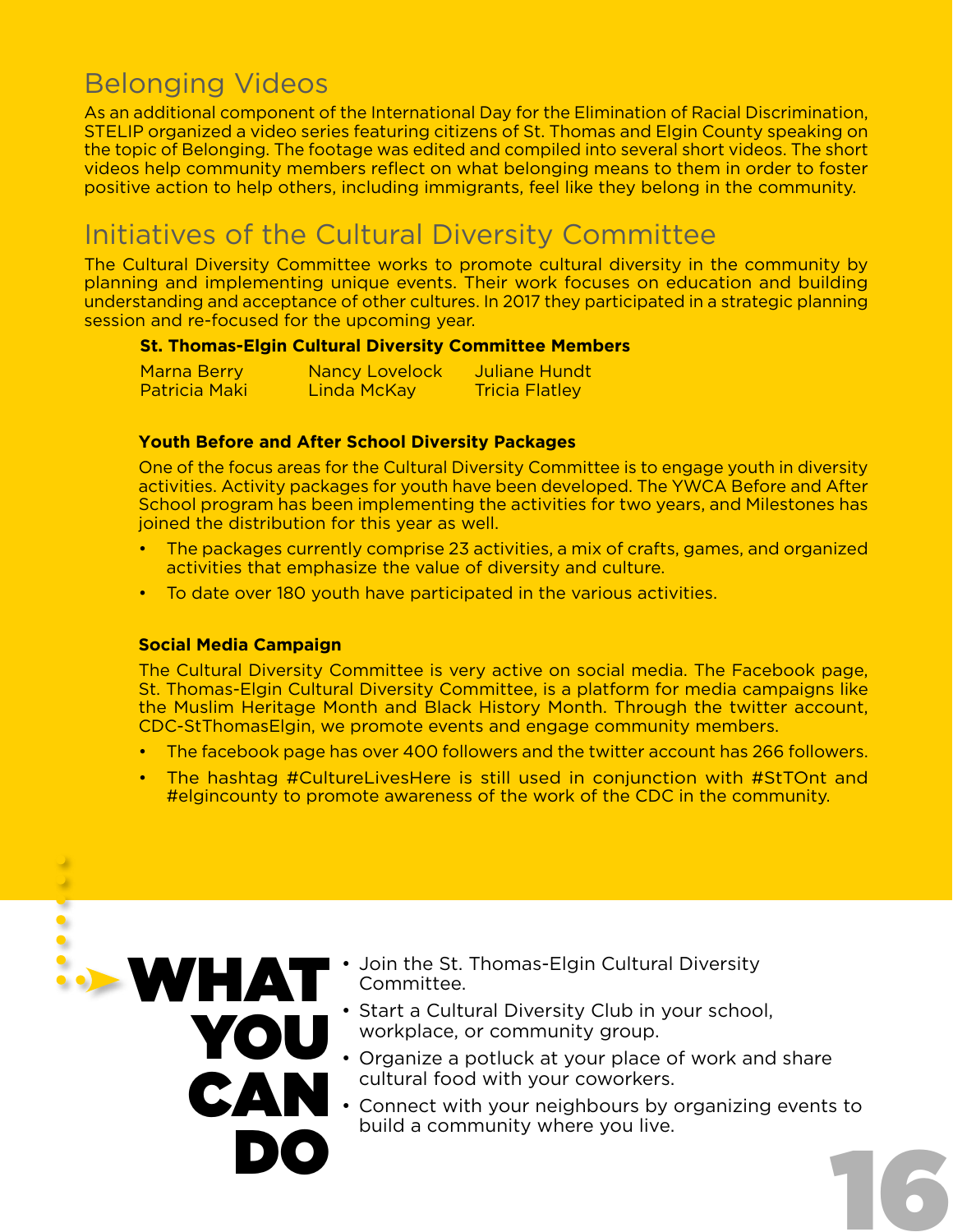## Belonging Videos

As an additional component of the International Day for the Elimination of Racial Discrimination, STELIP organized a video series featuring citizens of St. Thomas and Elgin County speaking on the topic of Belonging. The footage was edited and compiled into several short videos. The short videos help community members reflect on what belonging means to them in order to foster positive action to help others, including immigrants, feel like they belong in the community.

## Initiatives of the Cultural Diversity Committee

The Cultural Diversity Committee works to promote cultural diversity in the community by planning and implementing unique events. Their work focuses on education and building understanding and acceptance of other cultures. In 2017 they participated in a strategic planning session and re-focused for the upcoming year.

**St. Thomas-Elgin Cultural Diversity Committee Members**

| | | |
|---|---|---|
| Marna Berry | Nancy Lovelock | Juliane Hundt |
| Patricia Maki | Linda McKay | Tricia Flatley |

**Youth Before and After School Diversity Packages**

One of the focus areas for the Cultural Diversity Committee is to engage youth in diversity activities. Activity packages for youth have been developed. The YWCA Before and After School program has been implementing the activities for two years, and Milestones has joined the distribution for this year as well.

- The packages currently comprise 23 activities, a mix of crafts, games, and organized activities that emphasize the value of diversity and culture.
- To date over 180 youth have participated in the various activities.

**Social Media Campaign**

The Cultural Diversity Committee is very active on social media. The Facebook page, St. Thomas-Elgin Cultural Diversity Committee, is a platform for media campaigns like the Muslim Heritage Month and Black History Month. Through the twitter account, CDC-StThomasElgin, we promote events and engage community members.

- The facebook page has over 400 followers and the twitter account has 266 followers.
- The hashtag #CultureLivesHere is still used in conjunction with #StTOnt and #elgincounty to promote awareness of the work of the CDC in the community.

## WHAT YOU CAN DO

- Join the St. Thomas-Elgin Cultural Diversity Committee.
- Start a Cultural Diversity Club in your school, workplace, or community group.
- Organize a potluck at your place of work and share cultural food with your coworkers.
- Connect with your neighbours by organizing events to build a community where you live.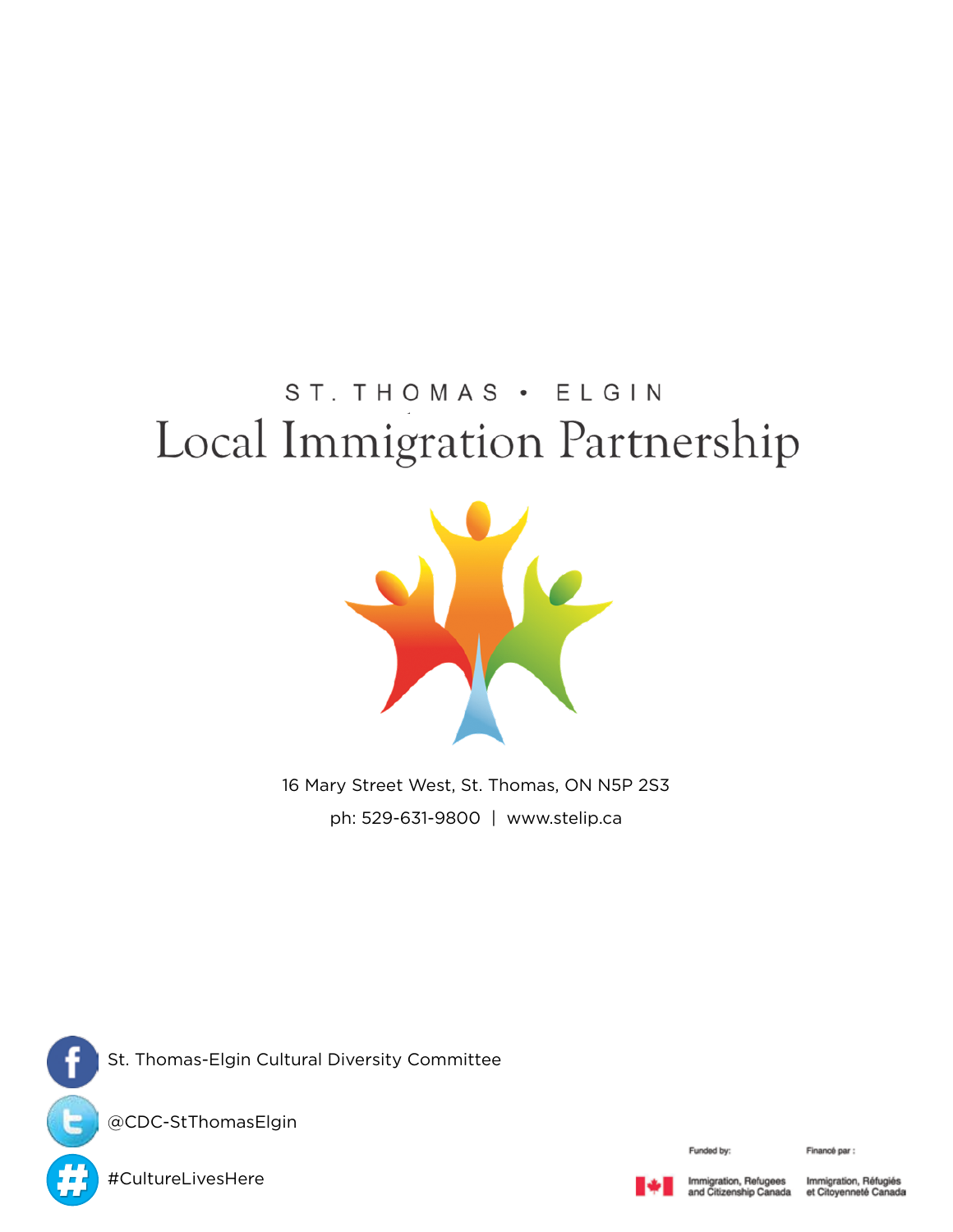ST. THOMAS • ELGIN

# Local Immigration Partnership

16 Mary Street West, St. Thomas, ON N5P 2S3

ph: 529-631-9800 | www.stelip.ca

St. Thomas-Elgin Cultural Diversity Committee

@CDC-StThomasElgin

#CultureLivesHere

Funded by: Immigration, Refugees and Citizenship Canada

Financé par : Immigration, Réfugiés et Citoyenneté Canada